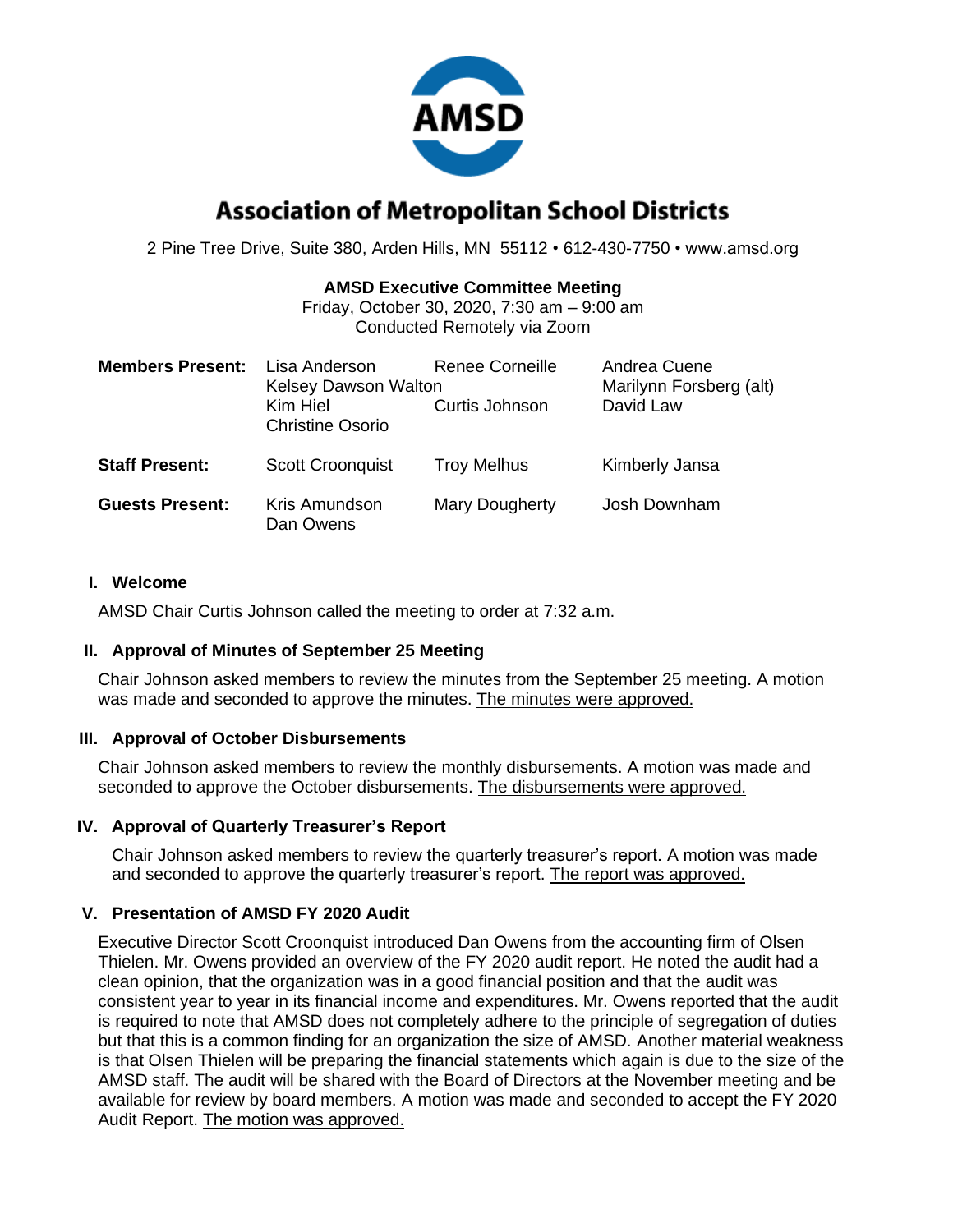# Association of Metropolitan School Districts

2 Pine Tree Drive, Suite 380, Arden Hills, MN 55112 • 612-430-7750 • www.amsd.org

**AMSD Executive Committee Meeting**
Friday, October 30, 2020, 7:30 am – 9:00 am
Conducted Remotely via Zoom

| | | | |
|---|---|---|---|
| **Members Present:** | Lisa Anderson | Renee Corneille | Andrea Cuene |
| | Kelsey Dawson Walton | | Marilynn Forsberg (alt) |
| | Kim Hiel | Curtis Johnson | David Law |
| | Christine Osorio | | |
| **Staff Present:** | Scott Croonquist | Troy Melhus | Kimberly Jansa |
| **Guests Present:** | Kris Amundson | Mary Dougherty | Josh Downham |
| | Dan Owens | | |

## I. Welcome

AMSD Chair Curtis Johnson called the meeting to order at 7:32 a.m.

## II. Approval of Minutes of September 25 Meeting

Chair Johnson asked members to review the minutes from the September 25 meeting. A motion was made and seconded to approve the minutes. The minutes were approved.

## III. Approval of October Disbursements

Chair Johnson asked members to review the monthly disbursements. A motion was made and seconded to approve the October disbursements. The disbursements were approved.

## IV. Approval of Quarterly Treasurer's Report

Chair Johnson asked members to review the quarterly treasurer's report. A motion was made and seconded to approve the quarterly treasurer's report. The report was approved.

## V. Presentation of AMSD FY 2020 Audit

Executive Director Scott Croonquist introduced Dan Owens from the accounting firm of Olsen Thielen. Mr. Owens provided an overview of the FY 2020 audit report. He noted the audit had a clean opinion, that the organization was in a good financial position and that the audit was consistent year to year in its financial income and expenditures. Mr. Owens reported that the audit is required to note that AMSD does not completely adhere to the principle of segregation of duties but that this is a common finding for an organization the size of AMSD. Another material weakness is that Olsen Thielen will be preparing the financial statements which again is due to the size of the AMSD staff. The audit will be shared with the Board of Directors at the November meeting and be available for review by board members. A motion was made and seconded to accept the FY 2020 Audit Report. The motion was approved.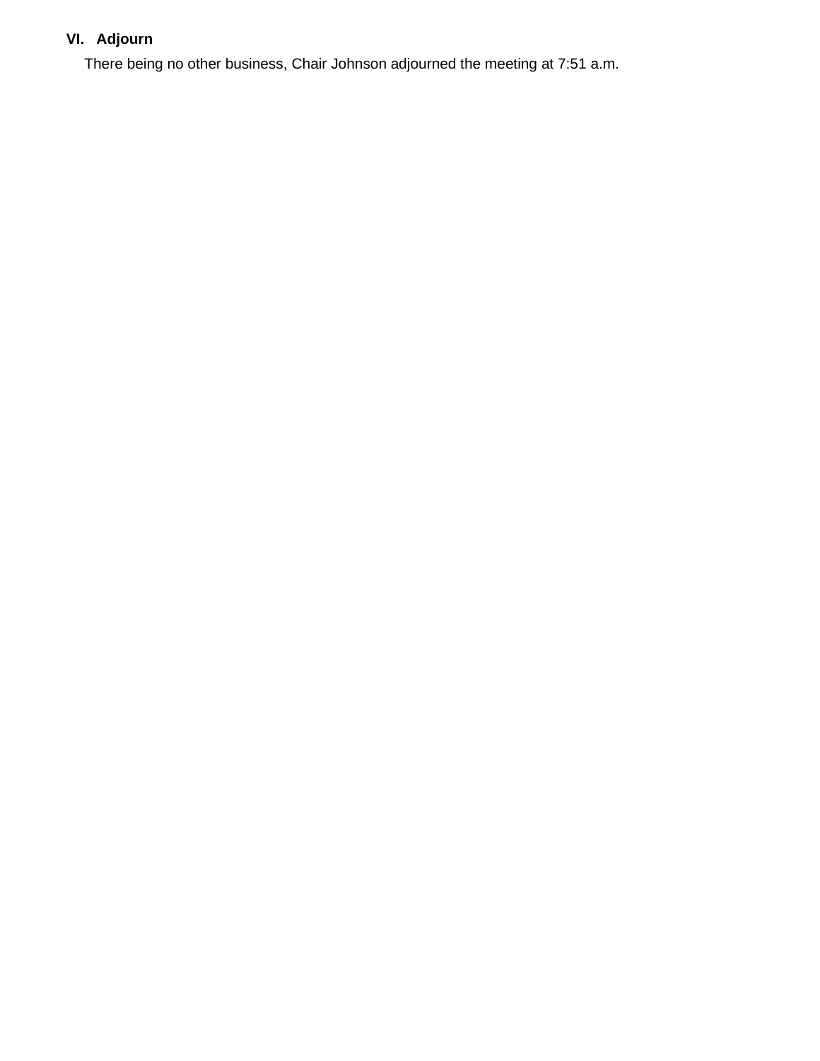## VI. Adjourn

There being no other business, Chair Johnson adjourned the meeting at 7:51 a.m.